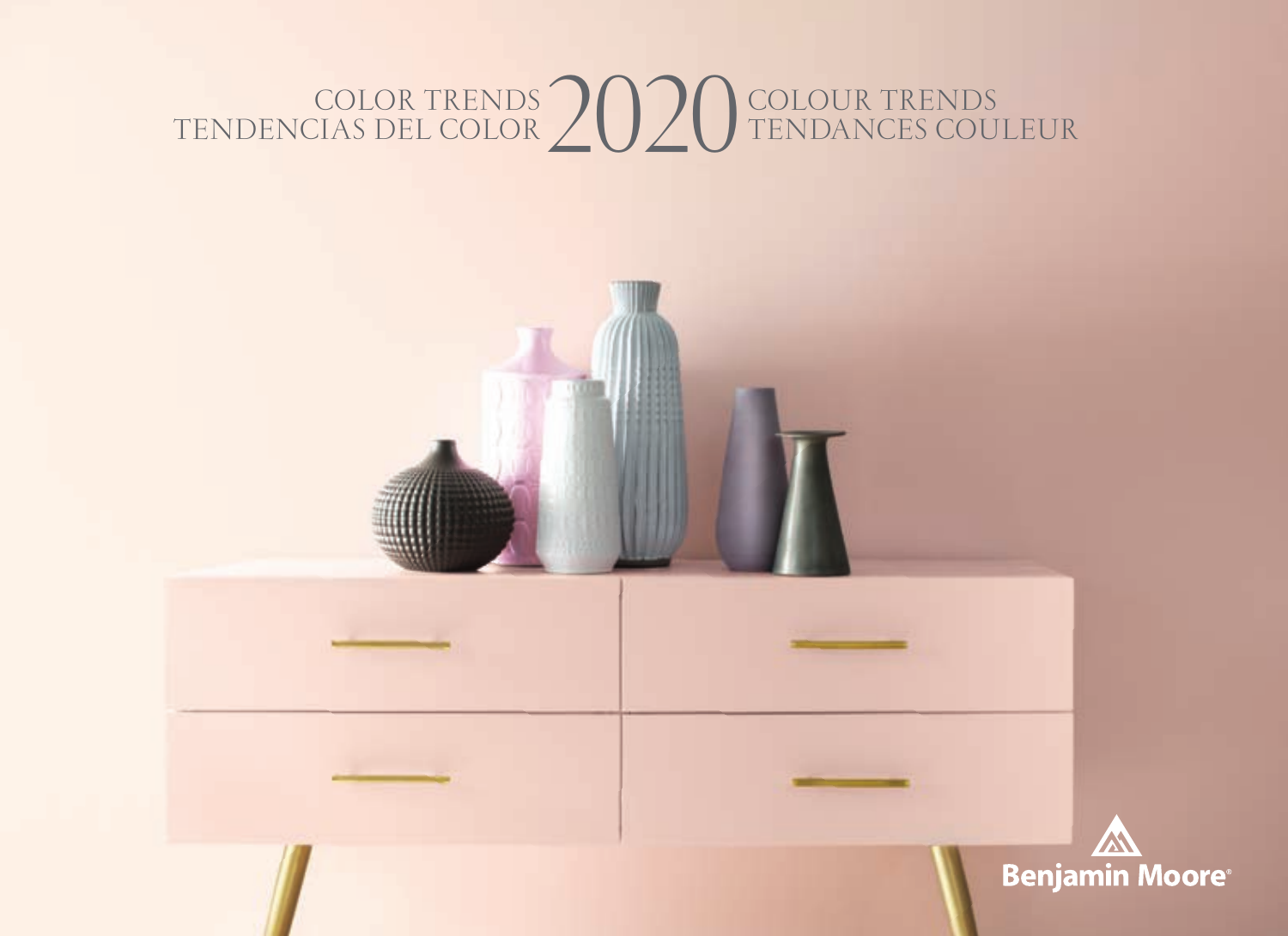# COLOR TRENDS 2020 COLOUR TRENDS
# TENDENCIAS DEL COLOR 2020 TENDANCES COULEUR

Benjamin Moore®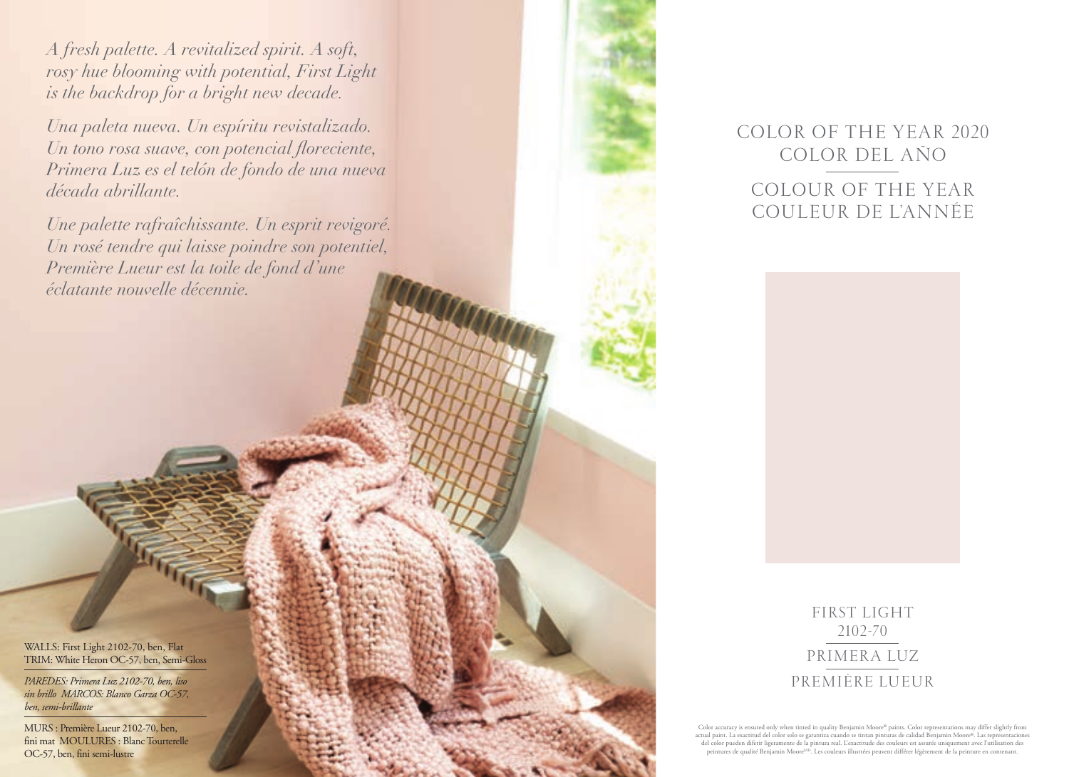*A fresh palette. A revitalized spirit. A soft, rosy hue blooming with potential, First Light is the backdrop for a bright new decade.*

*Una paleta nueva. Un espíritu revistalizado. Un tono rosa suave, con potencial floreciente, Primera Luz es el telón de fondo de una nueva década abrillante.*

*Une palette rafraîchissante. Un esprit revigoré. Un rosé tendre qui laisse poindre son potentiel, Première Lueur est la toile de fond d'une éclatante nouvelle décennie.*

WALLS: First Light 2102-70, ben, Flat
TRIM: White Heron OC-57, ben, Semi-Gloss

*PAREDES: Primera Luz 2102-70, ben, liso sin brillo MARCOS: Blanco Garza OC-57, ben, semi-brillante*

MURS : Première Lueur 2102-70, ben, fini mat MOULURES : Blanc Tourterelle OC-57, ben, fini semi-lustre

# COLOR OF THE YEAR 2020

## COLOR DEL AÑO

## COLOUR OF THE YEAR

## COULEUR DE L'ANNÉE

FIRST LIGHT
2102-70

PRIMERA LUZ

PREMIÈRE LUEUR

Color accuracy is ensured only when tinted in quality Benjamin Moore® paints. Color representations may differ slightly from actual paint. La exactitud del color solo se garantiza cuando se tintan pinturas de calidad Benjamin Moore®. Las representaciones del color pueden diferir ligeramente de la pintura real. L'exactitude des couleurs est assurée uniquement avec l'utilisation des peintures de qualité Benjamin Moore[MD]. Les couleurs illustrées peuvent différer légèrement de la peinture en contenant.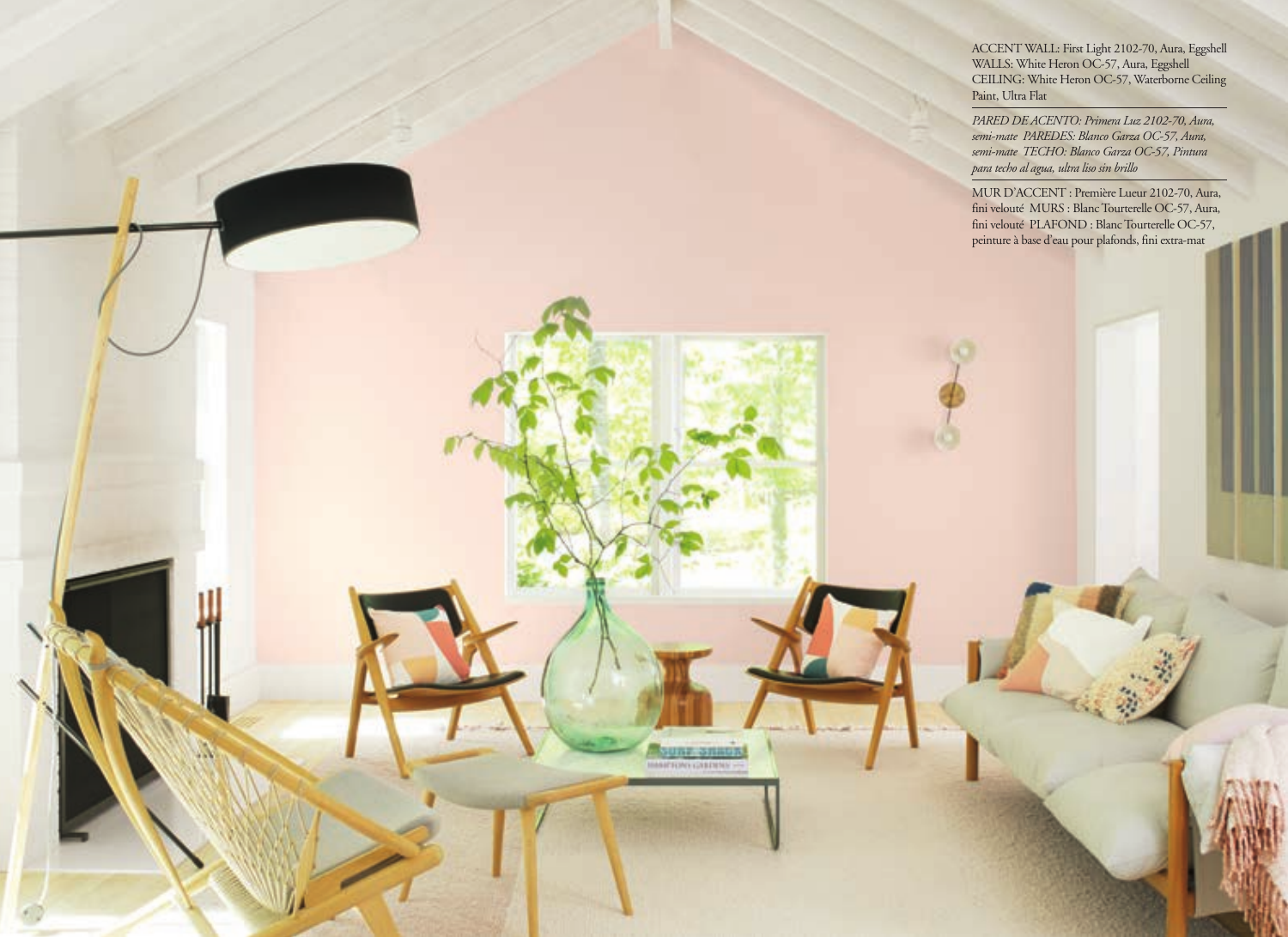ACCENT WALL: First Light 2102-70, Aura, Eggshell
WALLS: White Heron OC-57, Aura, Eggshell
CEILING: White Heron OC-57, Waterborne Ceiling Paint, Ultra Flat

*PARED DE ACENTO: Primera Luz 2102-70, Aura, semi-mate PAREDES: Blanco Garza OC-57, Aura, semi-mate TECHO: Blanco Garza OC-57, Pintura para techo al agua, ultra liso sin brillo*

MUR D'ACCENT : Première Lueur 2102-70, Aura, fini velouté MURS : Blanc Tourterelle OC-57, Aura, fini velouté PLAFOND : Blanc Tourterelle OC-57, peinture à base d'eau pour plafonds, fini extra-mat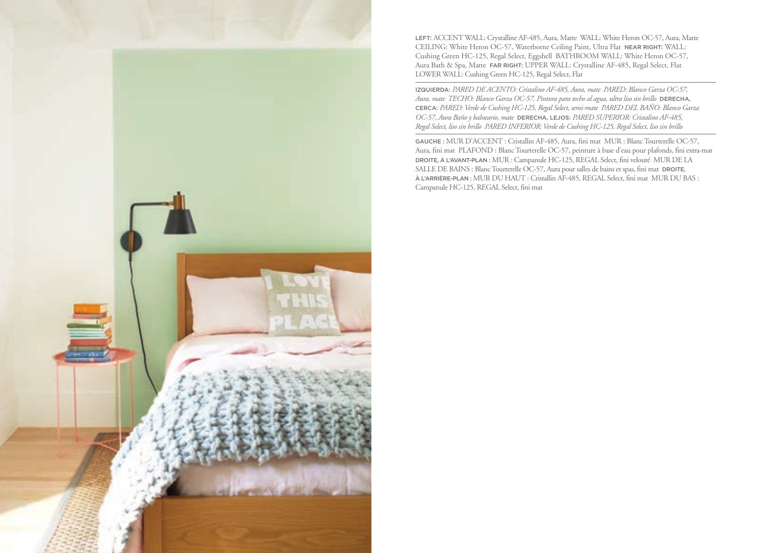LEFT: ACCENT WALL: Crystalline AF-485, Aura, Matte WALL: White Heron OC-57, Aura, Matte CEILING: White Heron OC-57, Waterborne Ceiling Paint, Ultra Flat NEAR RIGHT: WALL: Cushing Green HC-125, Regal Select, Eggshell BATHROOM WALL: White Heron OC-57, Aura Bath & Spa, Matte FAR RIGHT: UPPER WALL: Crystalline AF-485, Regal Select, Flat LOWER WALL: Cushing Green HC-125, Regal Select, Flat

IZQUIERDA: *PARED DE ACENTO: Cristalino AF-485, Aura, mate PARED: Blanco Garza OC-57, Aura, mate TECHO: Blanco Garza OC-57, Pintura para techo al agua, ultra liso sin brillo* DERECHA, CERCA: *PARED: Verde de Cushing HC-125, Regal Select, semi-mate PARED DEL BAÑO: Blanco Garza OC-57, Aura Baño y balneario, mate* DERECHA, LEJOS: *PARED SUPERIOR: Cristalino AF-485, Regal Select, liso sin brillo PARED INFERIOR: Verde de Cushing HC-125, Regal Select, liso sin brillo*

GAUCHE : MUR D'ACCENT : Cristallin AF-485, Aura, fini mat MUR : Blanc Tourterelle OC-57, Aura, fini mat PLAFOND : Blanc Tourterelle OC-57, peinture à base d'eau pour plafonds, fini extra-mat DROITE, À L'AVANT-PLAN : MUR : Campanule HC-125, REGAL Select, fini velouté MUR DE LA SALLE DE BAINS : Blanc Tourterelle OC-57, Aura pour salles de bains et spas, fini mat DROITE, À L'ARRIÈRE-PLAN : MUR DU HAUT : Cristallin AF-485, REGAL Select, fini mat MUR DU BAS : Campanule HC-125, REGAL Select, fini mat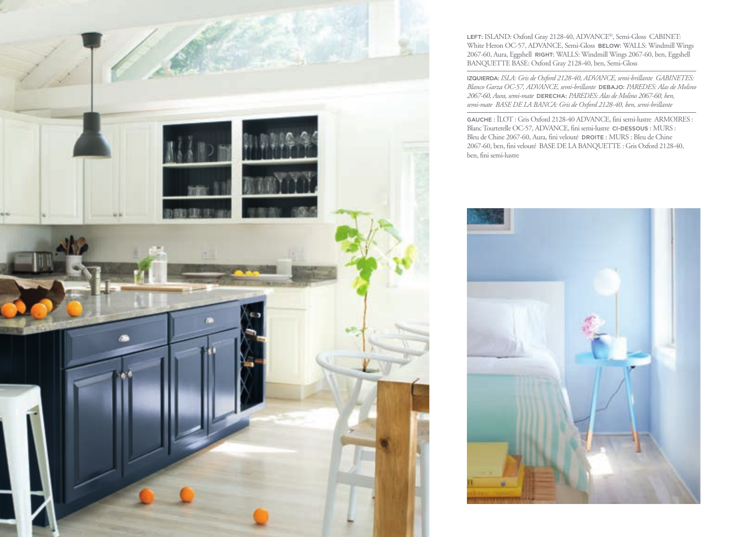**LEFT:** ISLAND: Oxford Gray 2128-40, ADVANCE®, Semi-Gloss CABINET: White Heron OC-57, ADVANCE, Semi-Gloss **BELOW:** WALLS: Windmill Wings 2067-60, Aura, Eggshell **RIGHT:** WALLS: Windmill Wings 2067-60, ben, Eggshell BANQUETTE BASE: Oxford Gray 2128-40, ben, Semi-Gloss

**IZQUIERDA:** *ISLA: Gris de Oxford 2128-40, ADVANCE, semi-brillante GABINETES: Blanco Garza OC-57, ADVANCE, semi-brillante* **DEBAJO:** *PAREDES: Alas de Molino 2067-60, Aura, semi-mate* **DERECHA:** *PAREDES: Alas de Molino 2067-60, ben, semi-mate BASE DE LA BANCA: Gris de Oxford 2128-40, ben, semi-brillante*

**GAUCHE :** ÎLOT : Gris Oxford 2128-40 ADVANCE, fini semi-lustre ARMOIRES : Blanc Tourterelle OC-57, ADVANCE, fini semi-lustre **CI-DESSOUS :** MURS : Bleu de Chine 2067-60, Aura, fini velouté **DROITE :** MURS : Bleu de Chine 2067-60, ben, fini velouté BASE DE LA BANQUETTE : Gris Oxford 2128-40, ben, fini semi-lustre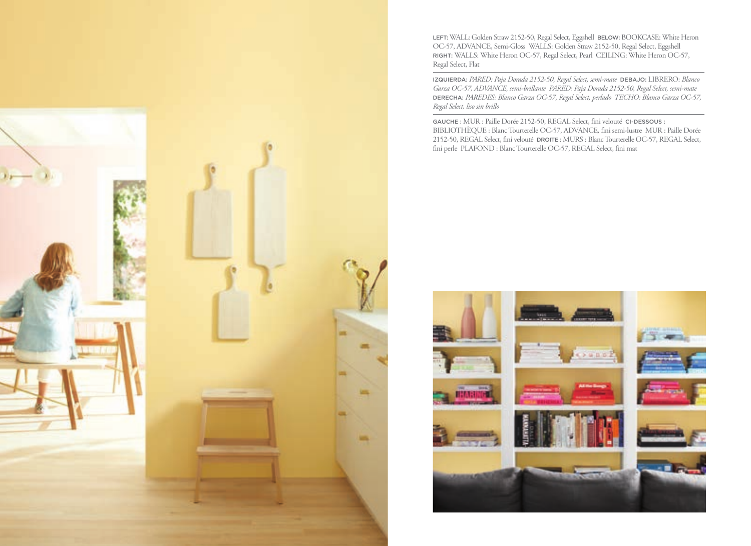LEFT: WALL: Golden Straw 2152-50, Regal Select, Eggshell BELOW: BOOKCASE: White Heron OC-57, ADVANCE, Semi-Gloss WALLS: Golden Straw 2152-50, Regal Select, Eggshell RIGHT: WALLS: White Heron OC-57, Regal Select, Pearl CEILING: White Heron OC-57, Regal Select, Flat

IZQUIERDA: *PARED: Paja Dorada 2152-50, Regal Select, semi-mate* DEBAJO: LIBRERO: *Blanco Garza OC-57, ADVANCE, semi-brillante PARED: Paja Dorada 2152-50, Regal Select, semi-mate* DERECHA: *PAREDES: Blanco Garza OC-57, Regal Select, perlado TECHO: Blanco Garza OC-57, Regal Select, liso sin brillo*

GAUCHE : MUR : Paille Dorée 2152-50, REGAL Select, fini velouté CI-DESSOUS : BIBLIOTHÈQUE : Blanc Tourterelle OC-57, ADVANCE, fini semi-lustre MUR : Paille Dorée 2152-50, REGAL Select, fini velouté DROITE : MURS : Blanc Tourterelle OC-57, REGAL Select, fini perle PLAFOND : Blanc Tourterelle OC-57, REGAL Select, fini mat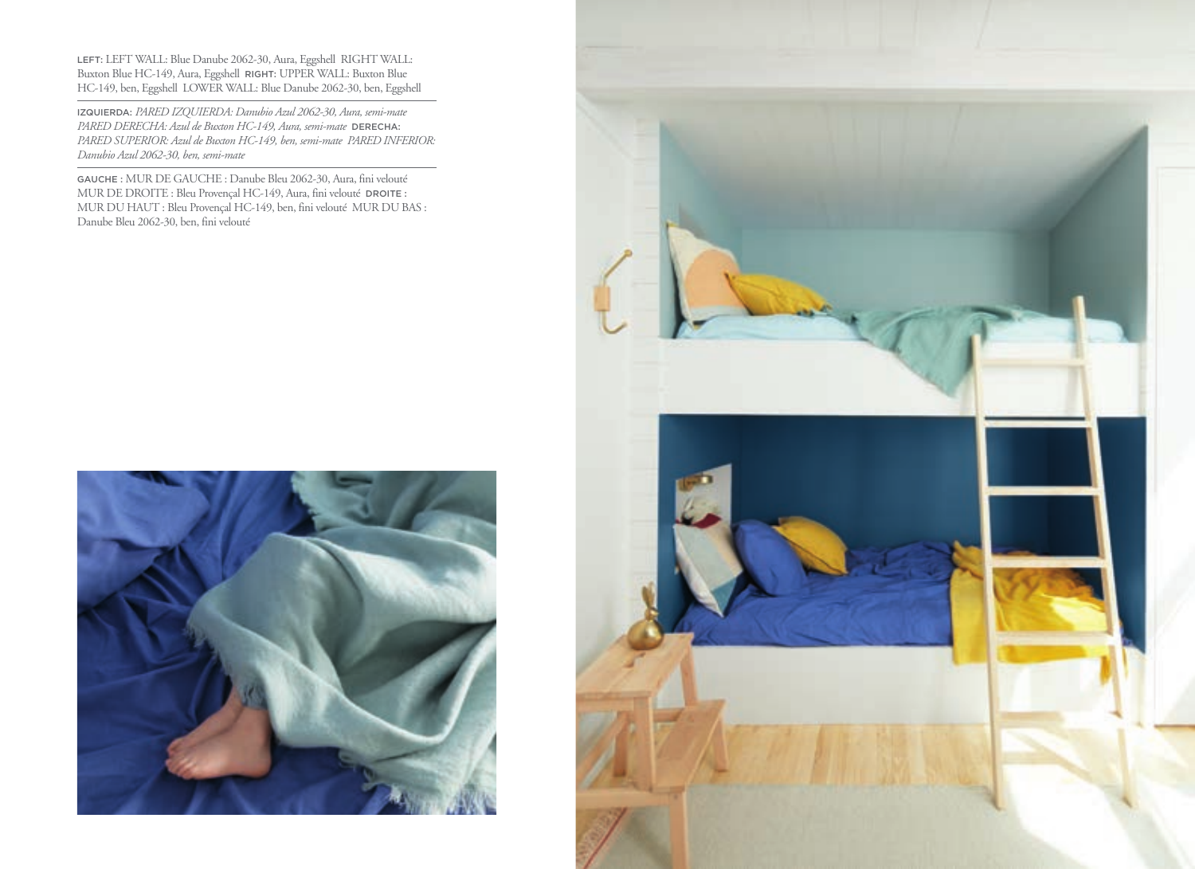LEFT: LEFT WALL: Blue Danube 2062-30, Aura, Eggshell RIGHT WALL: Buxton Blue HC-149, Aura, Eggshell RIGHT: UPPER WALL: Buxton Blue HC-149, ben, Eggshell LOWER WALL: Blue Danube 2062-30, ben, Eggshell

IZQUIERDA: *PARED IZQUIERDA: Danubio Azul 2062-30, Aura, semi-mate PARED DERECHA: Azul de Buxton HC-149, Aura, semi-mate* DERECHA: *PARED SUPERIOR: Azul de Buxton HC-149, ben, semi-mate PARED INFERIOR: Danubio Azul 2062-30, ben, semi-mate*

GAUCHE : MUR DE GAUCHE : Danube Bleu 2062-30, Aura, fini velouté MUR DE DROITE : Bleu Provençal HC-149, Aura, fini velouté DROITE : MUR DU HAUT : Bleu Provençal HC-149, ben, fini velouté MUR DU BAS : Danube Bleu 2062-30, ben, fini velouté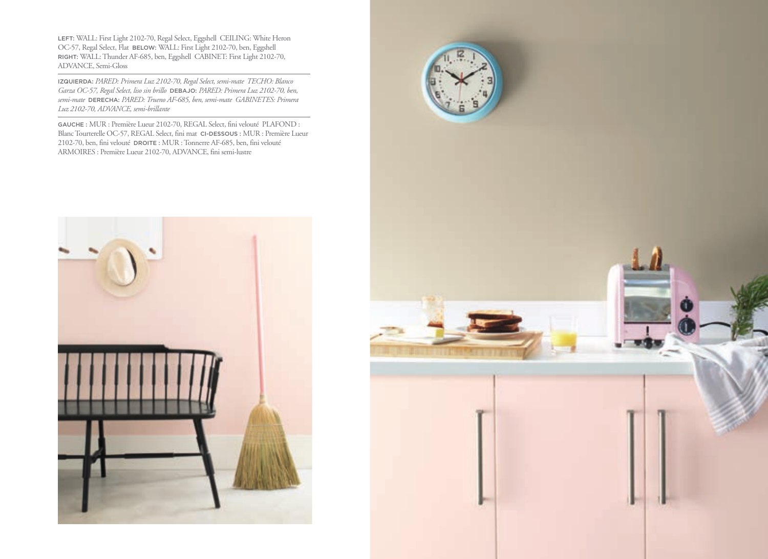**LEFT:** WALL: First Light 2102-70, Regal Select, Eggshell CEILING: White Heron OC-57, Regal Select, Flat **BELOW:** WALL: First Light 2102-70, ben, Eggshell **RIGHT:** WALL: Thunder AF-685, ben, Eggshell CABINET: First Light 2102-70, ADVANCE, Semi-Gloss

---

**IZQUIERDA:** *PARED: Primera Luz 2102-70, Regal Select, semi-mate TECHO: Blanco Garza OC-57, Regal Select, liso sin brillo* **DEBAJO:** *PARED: Primera Luz 2102-70, ben, semi-mate* **DERECHA:** *PARED: Trueno AF-685, ben, semi-mate GABINETES: Primera Luz 2102-70, ADVANCE, semi-brillante*

---

**GAUCHE :** MUR : Première Lueur 2102-70, REGAL Select, fini velouté PLAFOND : Blanc Tourterelle OC-57, REGAL Select, fini mat **CI-DESSOUS :** MUR : Première Lueur 2102-70, ben, fini velouté **DROITE :** MUR : Tonnerre AF-685, ben, fini velouté ARMOIRES : Première Lueur 2102-70, ADVANCE, fini semi-lustre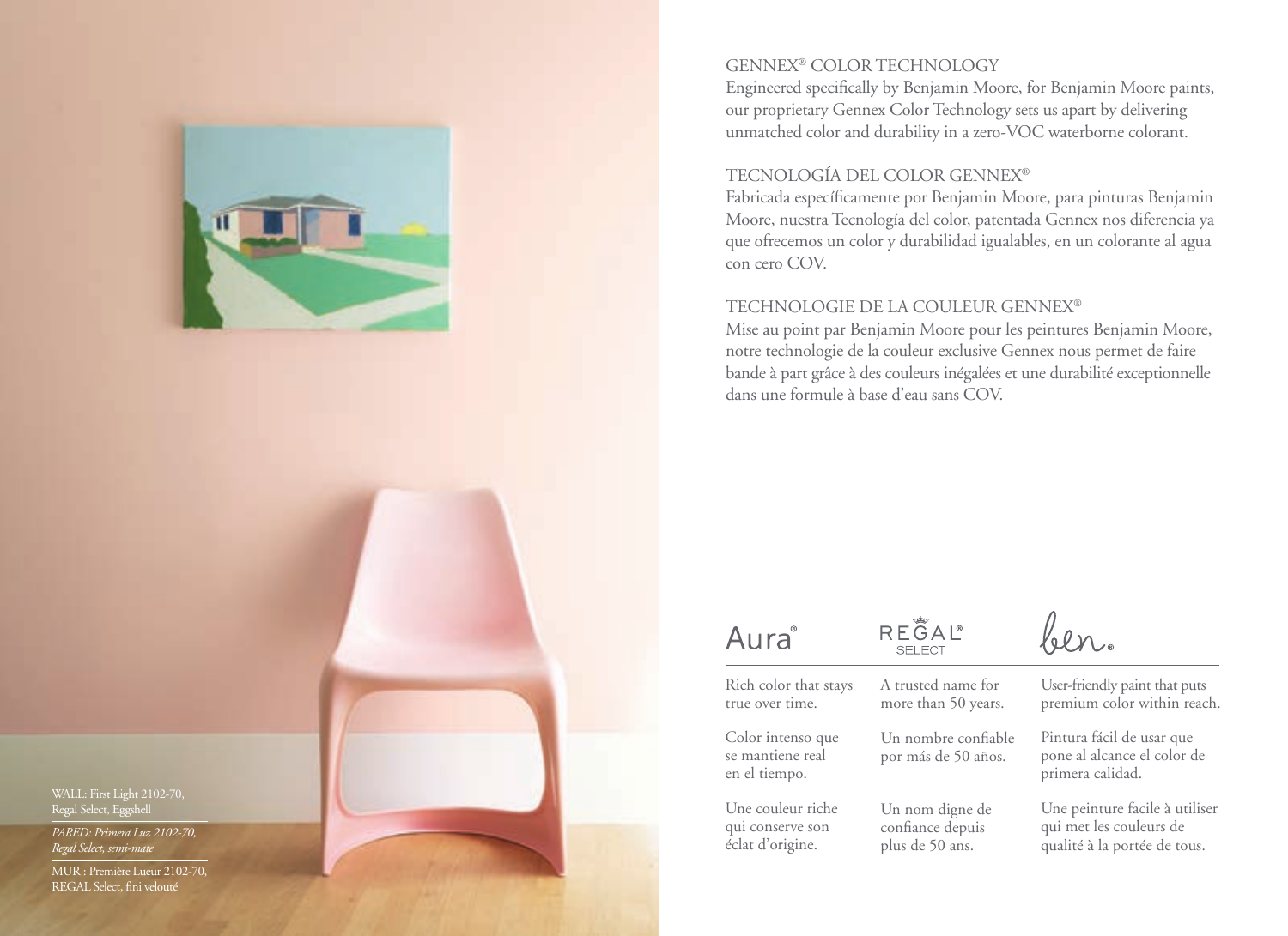WALL: First Light 2102-70, Regal Select, Eggshell

*PARED: Primera Luz 2102-70, Regal Select, semi-mate*

MUR : Première Lueur 2102-70, REGAL Select, fini velouté

## GENNEX® COLOR TECHNOLOGY

Engineered specifically by Benjamin Moore, for Benjamin Moore paints, our proprietary Gennex Color Technology sets us apart by delivering unmatched color and durability in a zero-VOC waterborne colorant.

## TECNOLOGÍA DEL COLOR GENNEX®

Fabricada específicamente por Benjamin Moore, para pinturas Benjamin Moore, nuestra Tecnología del color, patentada Gennex nos diferencia ya que ofrecemos un color y durabilidad igualables, en un colorante al agua con cero COV.

## TECHNOLOGIE DE LA COULEUR GENNEX®

Mise au point par Benjamin Moore pour les peintures Benjamin Moore, notre technologie de la couleur exclusive Gennex nous permet de faire bande à part grâce à des couleurs inégalées et une durabilité exceptionnelle dans une formule à base d'eau sans COV.

| Aura® | REGAL® SELECT | ben® |
| --- | --- | --- |
| Rich color that stays true over time. | A trusted name for more than 50 years. | User-friendly paint that puts premium color within reach. |
| Color intenso que se mantiene real en el tiempo. | Un nombre confiable por más de 50 años. | Pintura fácil de usar que pone al alcance el color de primera calidad. |
| Une couleur riche qui conserve son éclat d'origine. | Un nom digne de confiance depuis plus de 50 ans. | Une peinture facile à utiliser qui met les couleurs de qualité à la portée de tous. |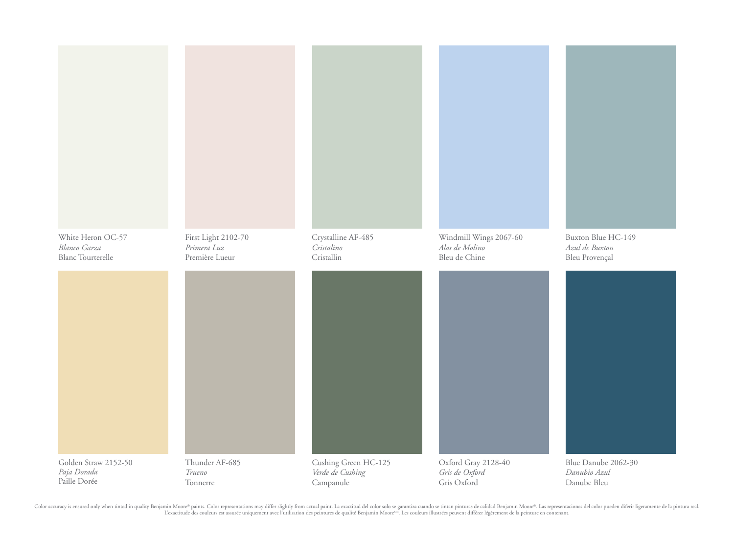White Heron OC-57
*Blanco Garza*
Blanc Tourterelle

First Light 2102-70
*Primera Luz*
Première Lueur

Crystalline AF-485
*Cristalino*
Cristallin

Windmill Wings 2067-60
*Alas de Molino*
Bleu de Chine

Buxton Blue HC-149
*Azul de Buxton*
Bleu Provençal

Golden Straw 2152-50
*Paja Dorada*
Paille Dorée

Thunder AF-685
*Trueno*
Tonnerre

Cushing Green HC-125
*Verde de Cushing*
Campanule

Oxford Gray 2128-40
*Gris de Oxford*
Gris Oxford

Blue Danube 2062-30
*Danubio Azul*
Danube Bleu

Color accuracy is ensured only when tinted in quality Benjamin Moore® paints. Color representations may differ slightly from actual paint. La exactitud del color solo se garantiza cuando se tintan pinturas de calidad Benjamin Moore®. Las representaciones del color pueden diferir ligeramente de la pintura real. L'exactitude des couleurs est assurée uniquement avec l'utilisation des peintures de qualité Benjamin Moore[MD]. Les couleurs illustrées peuvent différer légèrement de la peinture en contenant.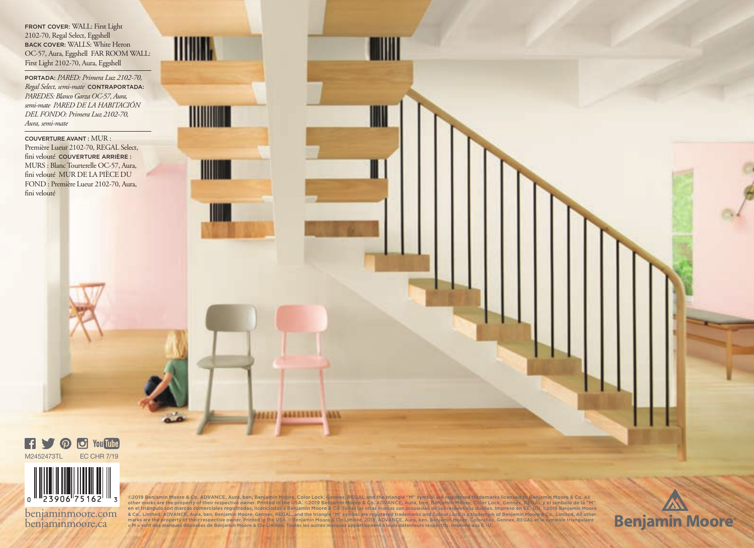**FRONT COVER:** WALL: First Light 2102-70, Regal Select, Eggshell **BACK COVER:** WALLS: White Heron OC-57, Aura, Eggshell FAR ROOM WALL: First Light 2102-70, Aura, Eggshell

**PORTADA:** *PARED: Primera Luz 2102-70, Regal Select, semi-mate* **CONTRAPORTADA:** *PAREDES: Blanco Garza OC-57, Aura, semi-mate PARED DE LA HABITACIÓN DEL FONDO: Primera Luz 2102-70, Aura, semi-mate*

**COUVERTURE AVANT :** MUR : Première Lueur 2102-70, REGAL Select, fini velouté **COUVERTURE ARRIÈRE :** MURS : Blanc Tourterelle OC-57, Aura, fini velouté MUR DE LA PIÈCE DU FOND : Première Lueur 2102-70, Aura, fini velouté

M2452473TL EC CHR 7/19

0 23906 75162 3

benjaminmoore.com
benjaminmoore.ca

©2019 Benjamin Moore & Co. ADVANCE, Aura, ben, Benjamin Moore, Color Lock, Gennex, REGAL and the triangle "M" symbol are registered trademarks licensed to Benjamin Moore & Co. All other marks are the property of their respective owner. Printed in the USA. ©2019 Benjamin Moore & Co. ADVANCE, Aura, ben, Benjamin Moore, Color Lock, Gennex, REGAL y el símbolo de la "M" en el triángulo son marcas comerciales registradas, licenciadas a Benjamin Moore & Co. Todas las otras marcas son propiedad de sus respectivos dueños. Impreso en EE. UU. ©2019 Benjamin Moore & Co., Limited. ADVANCE, Aura, ben, Benjamin Moore, Gennex, REGAL, and the triangle "M" symbol are registered trademarks and Colour Lock is a trademark of Benjamin Moore & Co., Limited. All other marks are the property of their respective owner. Printed in the USA. ©Benjamin Moore & Cie Limitée, 2019. ADVANCE, Aura, ben, Benjamin Moore, Colorafixe, Gennex, REGAL et le symbole triangulaire « M » sont des marques déposées de Benjamin Moore & Cie Limitée. Toutes les autres marques appartiennent à leurs détenteurs respectifs. Imprimé aux É.-U.

Benjamin Moore®